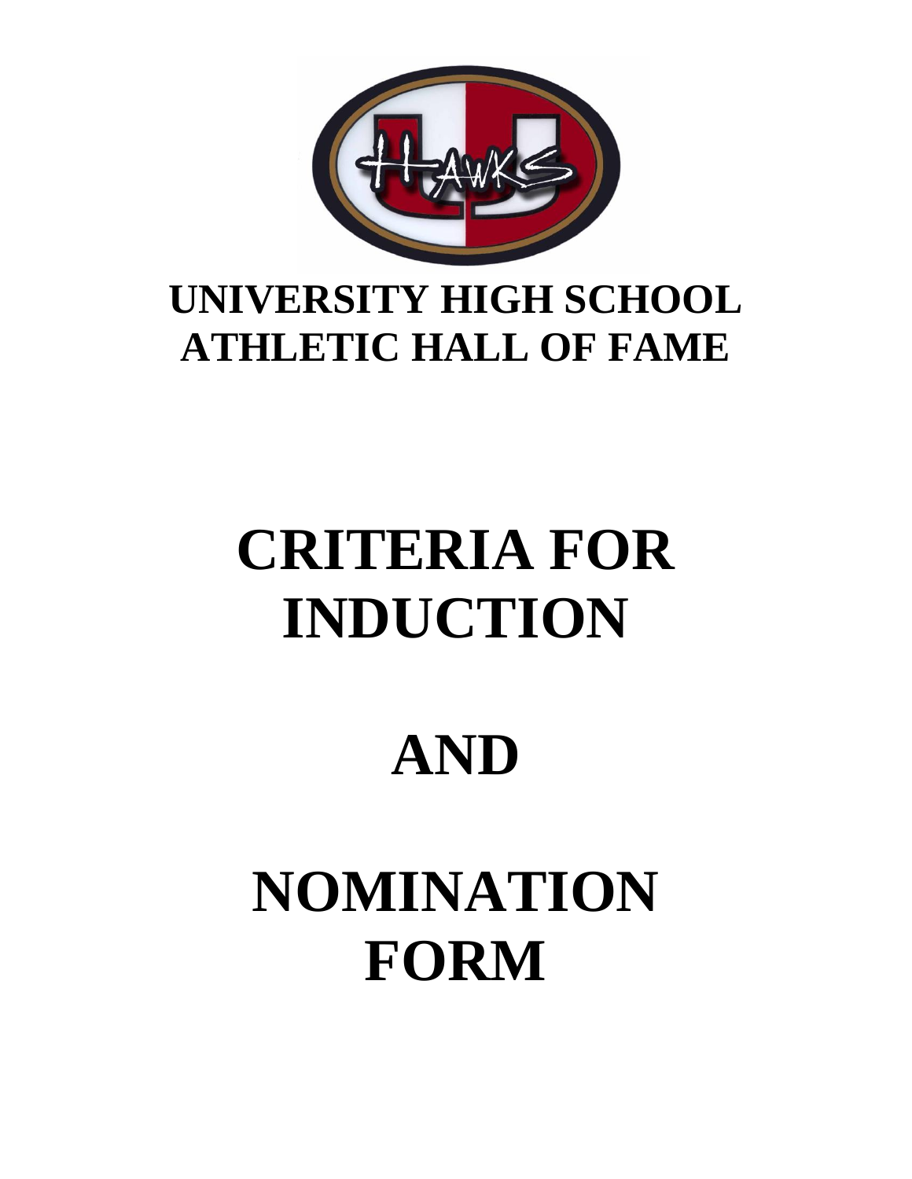# UNIVERSITY HIGH SCHOOL ATHLETIC HALL OF FAME

# CRITERIA FOR INDUCTION

# AND

# NOMINATION FORM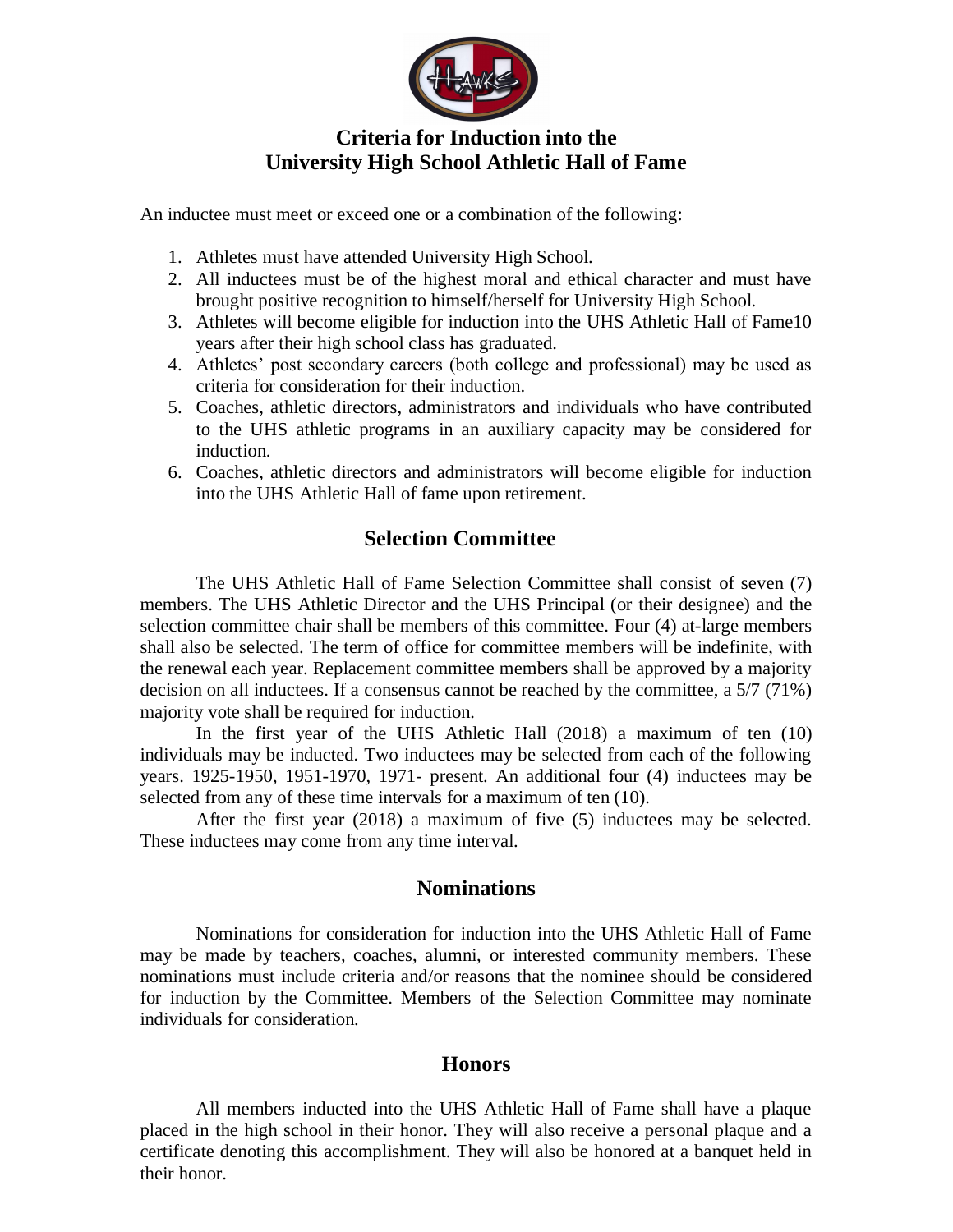# Criteria for Induction into the University High School Athletic Hall of Fame

An inductee must meet or exceed one or a combination of the following:

1. Athletes must have attended University High School.
2. All inductees must be of the highest moral and ethical character and must have brought positive recognition to himself/herself for University High School.
3. Athletes will become eligible for induction into the UHS Athletic Hall of Fame10 years after their high school class has graduated.
4. Athletes' post secondary careers (both college and professional) may be used as criteria for consideration for their induction.
5. Coaches, athletic directors, administrators and individuals who have contributed to the UHS athletic programs in an auxiliary capacity may be considered for induction.
6. Coaches, athletic directors and administrators will become eligible for induction into the UHS Athletic Hall of fame upon retirement.

## Selection Committee

The UHS Athletic Hall of Fame Selection Committee shall consist of seven (7) members. The UHS Athletic Director and the UHS Principal (or their designee) and the selection committee chair shall be members of this committee. Four (4) at-large members shall also be selected. The term of office for committee members will be indefinite, with the renewal each year. Replacement committee members shall be approved by a majority decision on all inductees. If a consensus cannot be reached by the committee, a 5/7 (71%) majority vote shall be required for induction.

In the first year of the UHS Athletic Hall (2018) a maximum of ten (10) individuals may be inducted. Two inductees may be selected from each of the following years. 1925-1950, 1951-1970, 1971- present. An additional four (4) inductees may be selected from any of these time intervals for a maximum of ten (10).

After the first year (2018) a maximum of five (5) inductees may be selected. These inductees may come from any time interval.

## Nominations

Nominations for consideration for induction into the UHS Athletic Hall of Fame may be made by teachers, coaches, alumni, or interested community members. These nominations must include criteria and/or reasons that the nominee should be considered for induction by the Committee. Members of the Selection Committee may nominate individuals for consideration.

## Honors

All members inducted into the UHS Athletic Hall of Fame shall have a plaque placed in the high school in their honor. They will also receive a personal plaque and a certificate denoting this accomplishment. They will also be honored at a banquet held in their honor.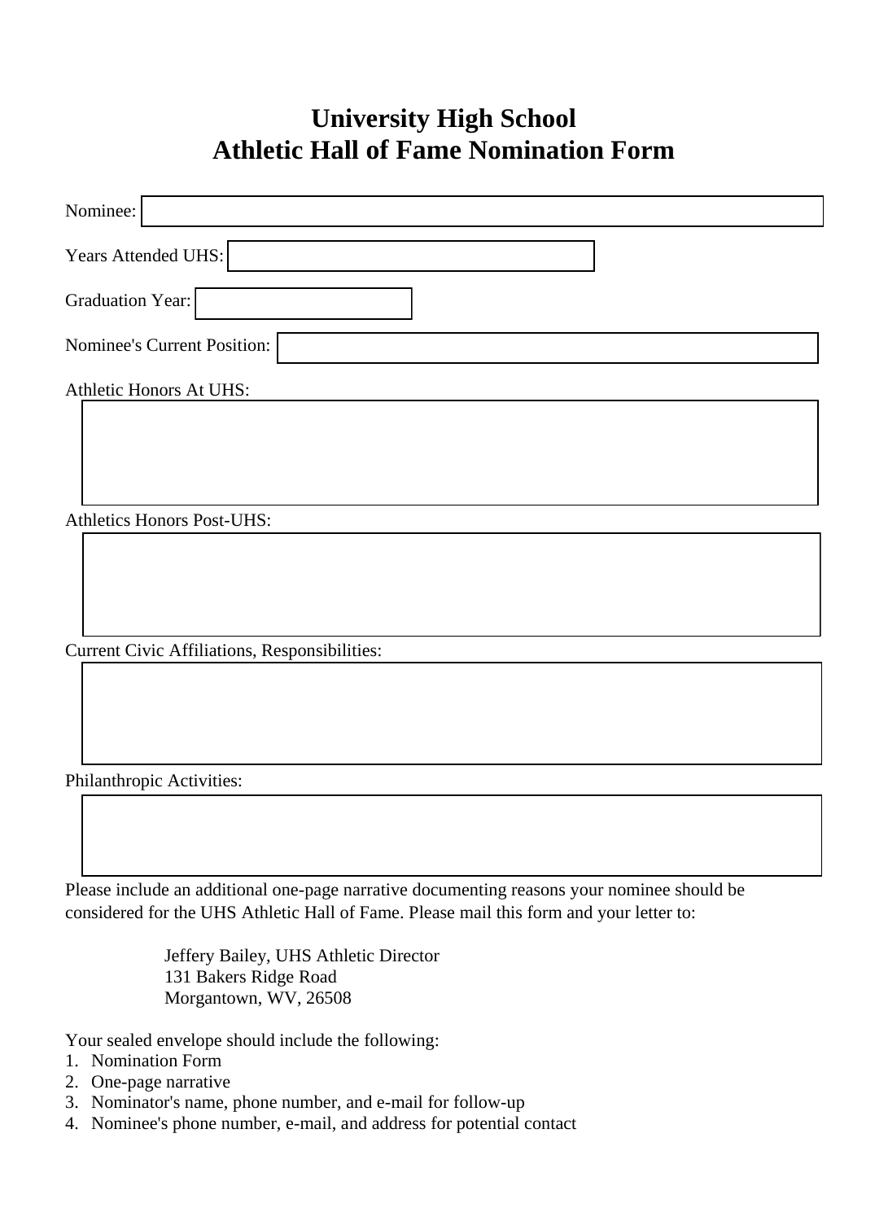# University High School
# Athletic Hall of Fame Nomination Form

Nominee:

Years Attended UHS:

Graduation Year:

Nominee's Current Position:

Athletic Honors At UHS:

Athletics Honors Post-UHS:

Current Civic Affiliations, Responsibilities:

Philanthropic Activities:

Please include an additional one-page narrative documenting reasons your nominee should be considered for the UHS Athletic Hall of Fame. Please mail this form and your letter to:

> Jeffery Bailey, UHS Athletic Director
> 131 Bakers Ridge Road
> Morgantown, WV, 26508

Your sealed envelope should include the following:

1. Nomination Form
2. One-page narrative
3. Nominator's name, phone number, and e-mail for follow-up
4. Nominee's phone number, e-mail, and address for potential contact